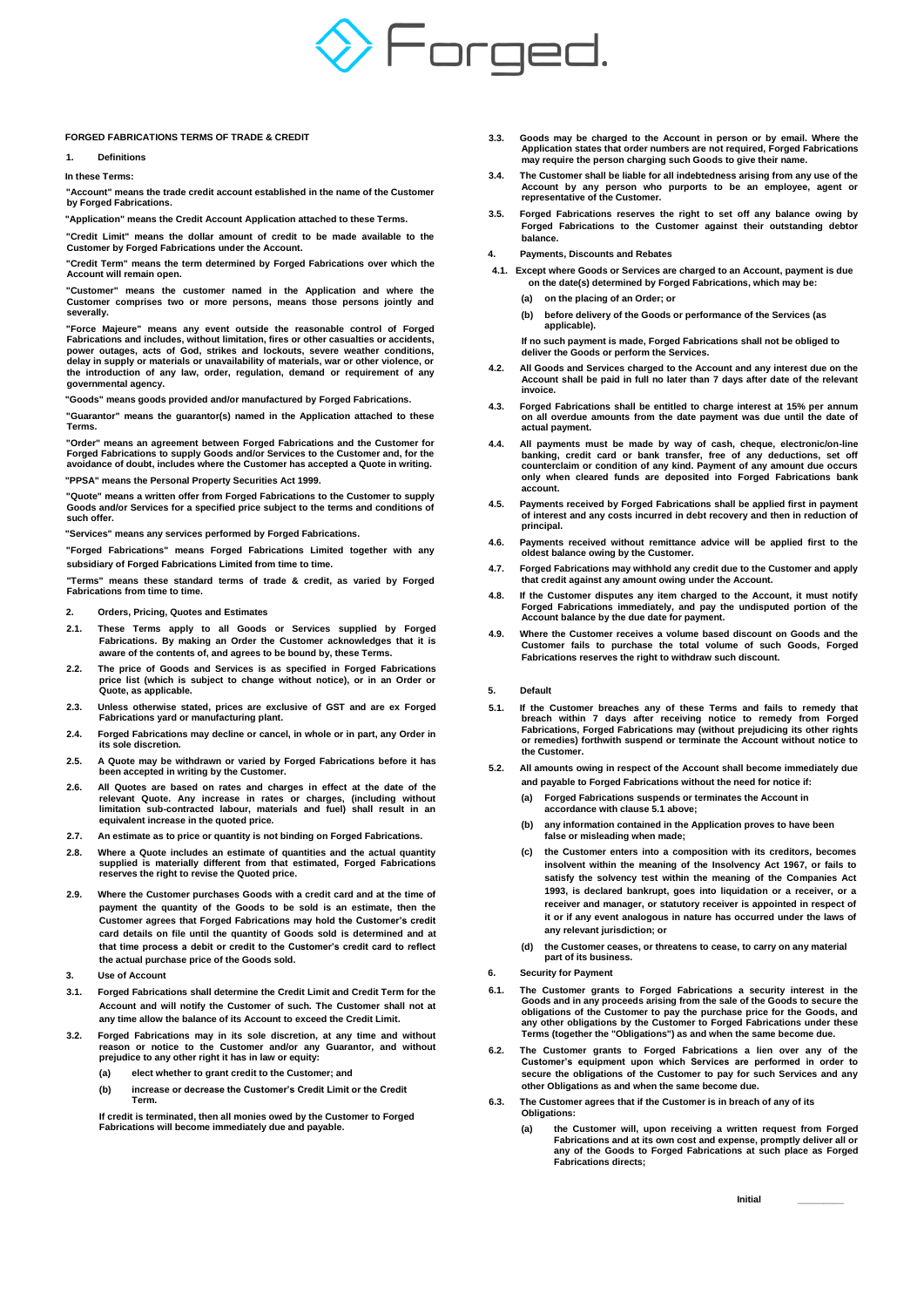# Forged.

**FORGED FABRICATIONS TERMS OF TRADE & CREDIT**

## 1. Definitions

**In these Terms:**

**"Account" means the trade credit account established in the name of the Customer by Forged Fabrications.**

**"Application" means the Credit Account Application attached to these Terms.**

**"Credit Limit" means the dollar amount of credit to be made available to the Customer by Forged Fabrications under the Account.**

**"Credit Term" means the term determined by Forged Fabrications over which the Account will remain open.**

**"Customer" means the customer named in the Application and where the Customer comprises two or more persons, means those persons jointly and severally.**

**"Force Majeure" means any event outside the reasonable control of Forged Fabrications and includes, without limitation, fires or other casualties or accidents, power outages, acts of God, strikes and lockouts, severe weather conditions, delay in supply or materials or unavailability of materials, war or other violence, or the introduction of any law, order, regulation, demand or requirement of any governmental agency.**

**"Goods" means goods provided and/or manufactured by Forged Fabrications.**

**"Guarantor" means the guarantor(s) named in the Application attached to these Terms.**

**"Order" means an agreement between Forged Fabrications and the Customer for Forged Fabrications to supply Goods and/or Services to the Customer and, for the avoidance of doubt, includes where the Customer has accepted a Quote in writing.**

**"PPSA" means the Personal Property Securities Act 1999.**

**"Quote" means a written offer from Forged Fabrications to the Customer to supply Goods and/or Services for a specified price subject to the terms and conditions of such offer.**

**"Services" means any services performed by Forged Fabrications.**

**"Forged Fabrications" means Forged Fabrications Limited together with any subsidiary of Forged Fabrications Limited from time to time.**

**"Terms" means these standard terms of trade & credit, as varied by Forged Fabrications from time to time.**

## 2. Orders, Pricing, Quotes and Estimates

**2.1.** **These Terms apply to all Goods or Services supplied by Forged Fabrications. By making an Order the Customer acknowledges that it is aware of the contents of, and agrees to be bound by, these Terms.**

**2.2.** **The price of Goods and Services is as specified in Forged Fabrications price list (which is subject to change without notice), or in an Order or Quote, as applicable.**

**2.3.** **Unless otherwise stated, prices are exclusive of GST and are ex Forged Fabrications yard or manufacturing plant.**

**2.4.** **Forged Fabrications may decline or cancel, in whole or in part, any Order in its sole discretion.**

**2.5.** **A Quote may be withdrawn or varied by Forged Fabrications before it has been accepted in writing by the Customer.**

**2.6.** **All Quotes are based on rates and charges in effect at the date of the relevant Quote. Any increase in rates or charges, (including without limitation sub-contracted labour, materials and fuel) shall result in an equivalent increase in the quoted price.**

**2.7.** **An estimate as to price or quantity is not binding on Forged Fabrications.**

**2.8.** **Where a Quote includes an estimate of quantities and the actual quantity supplied is materially different from that estimated, Forged Fabrications reserves the right to revise the Quoted price.**

**2.9.** **Where the Customer purchases Goods with a credit card and at the time of payment the quantity of the Goods to be sold is an estimate, then the Customer agrees that Forged Fabrications may hold the Customer's credit card details on file until the quantity of Goods sold is determined and at that time process a debit or credit to the Customer's credit card to reflect the actual purchase price of the Goods sold.**

## 3. Use of Account

**3.1.** **Forged Fabrications shall determine the Credit Limit and Credit Term for the Account and will notify the Customer of such. The Customer shall not at any time allow the balance of its Account to exceed the Credit Limit.**

**3.2.** **Forged Fabrications may in its sole discretion, at any time and without reason or notice to the Customer and/or any Guarantor, and without prejudice to any other right it has in law or equity:**

- **(a)** **elect whether to grant credit to the Customer; and**
- **(b)** **increase or decrease the Customer's Credit Limit or the Credit Term.**

**If credit is terminated, then all monies owed by the Customer to Forged Fabrications will become immediately due and payable.**

**3.3.** **Goods may be charged to the Account in person or by email. Where the Application states that order numbers are not required, Forged Fabrications may require the person charging such Goods to give their name.**

**3.4.** **The Customer shall be liable for all indebtedness arising from any use of the Account by any person who purports to be an employee, agent or representative of the Customer.**

**3.5.** **Forged Fabrications reserves the right to set off any balance owing by Forged Fabrications to the Customer against their outstanding debtor balance.**

## 4. Payments, Discounts and Rebates

**4.1.** **Except where Goods or Services are charged to an Account, payment is due on the date(s) determined by Forged Fabrications, which may be:**

- **(a)** **on the placing of an Order; or**
- **(b)** **before delivery of the Goods or performance of the Services (as applicable).**

**If no such payment is made, Forged Fabrications shall not be obliged to deliver the Goods or perform the Services.**

**4.2.** **All Goods and Services charged to the Account and any interest due on the Account shall be paid in full no later than 7 days after date of the relevant invoice.**

**4.3.** **Forged Fabrications shall be entitled to charge interest at 15% per annum on all overdue amounts from the date payment was due until the date of actual payment.**

**4.4.** **All payments must be made by way of cash, cheque, electronic/on-line banking, credit card or bank transfer, free of any deductions, set off counterclaim or condition of any kind. Payment of any amount due occurs only when cleared funds are deposited into Forged Fabrications bank account.**

**4.5.** **Payments received by Forged Fabrications shall be applied first in payment of interest and any costs incurred in debt recovery and then in reduction of principal.**

**4.6.** **Payments received without remittance advice will be applied first to the oldest balance owing by the Customer.**

**4.7.** **Forged Fabrications may withhold any credit due to the Customer and apply that credit against any amount owing under the Account.**

**4.8.** **If the Customer disputes any item charged to the Account, it must notify Forged Fabrications immediately, and pay the undisputed portion of the Account balance by the due date for payment.**

**4.9.** **Where the Customer receives a volume based discount on Goods and the Customer fails to purchase the total volume of such Goods, Forged Fabrications reserves the right to withdraw such discount.**

## 5. Default

**5.1.** **If the Customer breaches any of these Terms and fails to remedy that breach within 7 days after receiving notice to remedy from Forged Fabrications, Forged Fabrications may (without prejudicing its other rights or remedies) forthwith suspend or terminate the Account without notice to the Customer.**

**5.2.** **All amounts owing in respect of the Account shall become immediately due and payable to Forged Fabrications without the need for notice if:**

- **(a)** **Forged Fabrications suspends or terminates the Account in accordance with clause 5.1 above;**
- **(b)** **any information contained in the Application proves to have been false or misleading when made;**
- **(c)** **the Customer enters into a composition with its creditors, becomes insolvent within the meaning of the Insolvency Act 1967, or fails to satisfy the solvency test within the meaning of the Companies Act 1993, is declared bankrupt, goes into liquidation or a receiver, or a receiver and manager, or statutory receiver is appointed in respect of it or if any event analogous in nature has occurred under the laws of any relevant jurisdiction; or**
- **(d)** **the Customer ceases, or threatens to cease, to carry on any material part of its business.**

## 6. Security for Payment

**6.1.** **The Customer grants to Forged Fabrications a security interest in the Goods and in any proceeds arising from the sale of the Goods to secure the obligations of the Customer to pay the purchase price for the Goods, and any other obligations by the Customer to Forged Fabrications under these Terms (together the "Obligations") as and when the same become due.**

**6.2.** **The Customer grants to Forged Fabrications a lien over any of the Customer's equipment upon which Services are performed in order to secure the obligations of the Customer to pay for such Services and any other Obligations as and when the same become due.**

**6.3.** **The Customer agrees that if the Customer is in breach of any of its Obligations:**

- **(a)** **the Customer will, upon receiving a written request from Forged Fabrications and at its own cost and expense, promptly deliver all or any of the Goods to Forged Fabrications at such place as Forged Fabrications directs;**

**Initial** ________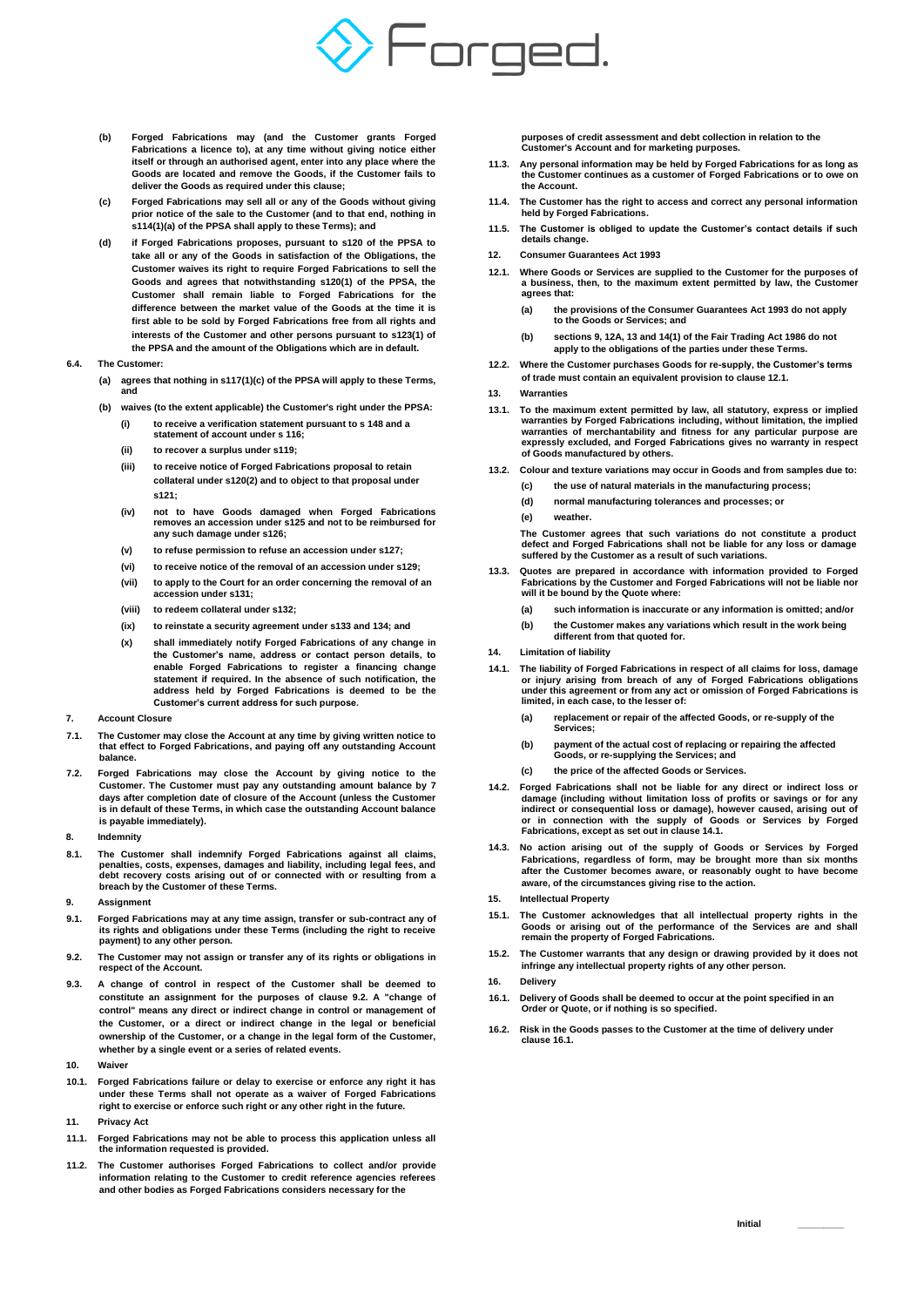**(b)** **Forged Fabrications may (and the Customer grants Forged Fabrications a licence to), at any time without giving notice either itself or through an authorised agent, enter into any place where the Goods are located and remove the Goods, if the Customer fails to deliver the Goods as required under this clause;**

**(c)** **Forged Fabrications may sell all or any of the Goods without giving prior notice of the sale to the Customer (and to that end, nothing in s114(1)(a) of the PPSA shall apply to these Terms); and**

**(d)** **if Forged Fabrications proposes, pursuant to s120 of the PPSA to take all or any of the Goods in satisfaction of the Obligations, the Customer waives its right to require Forged Fabrications to sell the Goods and agrees that notwithstanding s120(1) of the PPSA, the Customer shall remain liable to Forged Fabrications for the difference between the market value of the Goods at the time it is first able to be sold by Forged Fabrications free from all rights and interests of the Customer and other persons pursuant to s123(1) of the PPSA and the amount of the Obligations which are in default.**

**6.4. The Customer:**

**(a)** **agrees that nothing in s117(1)(c) of the PPSA will apply to these Terms, and**

**(b)** **waives (to the extent applicable) the Customer's right under the PPSA:**

- **(i)** **to receive a verification statement pursuant to s 148 and a statement of account under s 116;**
- **(ii)** **to recover a surplus under s119;**
- **(iii)** **to receive notice of Forged Fabrications proposal to retain collateral under s120(2) and to object to that proposal under s121;**
- **(iv)** **not to have Goods damaged when Forged Fabrications removes an accession under s125 and not to be reimbursed for any such damage under s126;**
- **(v)** **to refuse permission to refuse an accession under s127;**
- **(vi)** **to receive notice of the removal of an accession under s129;**
- **(vii)** **to apply to the Court for an order concerning the removal of an accession under s131;**
- **(viii)** **to redeem collateral under s132;**
- **(ix)** **to reinstate a security agreement under s133 and 134; and**
- **(x)** **shall immediately notify Forged Fabrications of any change in the Customer's name, address or contact person details, to enable Forged Fabrications to register a financing change statement if required. In the absence of such notification, the address held by Forged Fabrications is deemed to be the Customer's current address for such purpose.**

## 7. Account Closure

**7.1. The Customer may close the Account at any time by giving written notice to that effect to Forged Fabrications, and paying off any outstanding Account balance.**

**7.2. Forged Fabrications may close the Account by giving notice to the Customer. The Customer must pay any outstanding amount balance by 7 days after completion date of closure of the Account (unless the Customer is in default of these Terms, in which case the outstanding Account balance is payable immediately).**

## 8. Indemnity

**8.1. The Customer shall indemnify Forged Fabrications against all claims, penalties, costs, expenses, damages and liability, including legal fees, and debt recovery costs arising out of or connected with or resulting from a breach by the Customer of these Terms.**

## 9. Assignment

**9.1. Forged Fabrications may at any time assign, transfer or sub-contract any of its rights and obligations under these Terms (including the right to receive payment) to any other person.**

**9.2. The Customer may not assign or transfer any of its rights or obligations in respect of the Account.**

**9.3. A change of control in respect of the Customer shall be deemed to constitute an assignment for the purposes of clause 9.2. A "change of control" means any direct or indirect change in control or management of the Customer, or a direct or indirect change in the legal or beneficial ownership of the Customer, or a change in the legal form of the Customer, whether by a single event or a series of related events.**

## 10. Waiver

**10.1. Forged Fabrications failure or delay to exercise or enforce any right it has under these Terms shall not operate as a waiver of Forged Fabrications right to exercise or enforce such right or any other right in the future.**

## 11. Privacy Act

**11.1. Forged Fabrications may not be able to process this application unless all the information requested is provided.**

**11.2. The Customer authorises Forged Fabrications to collect and/or provide information relating to the Customer to credit reference agencies referees and other bodies as Forged Fabrications considers necessary for the purposes of credit assessment and debt collection in relation to the Customer's Account and for marketing purposes.**

**11.3. Any personal information may be held by Forged Fabrications for as long as the Customer continues as a customer of Forged Fabrications or to owe on the Account.**

**11.4. The Customer has the right to access and correct any personal information held by Forged Fabrications.**

**11.5. The Customer is obliged to update the Customer's contact details if such details change.**

## 12. Consumer Guarantees Act 1993

**12.1. Where Goods or Services are supplied to the Customer for the purposes of a business, then, to the maximum extent permitted by law, the Customer agrees that:**

**(a)** **the provisions of the Consumer Guarantees Act 1993 do not apply to the Goods or Services; and**

**(b)** **sections 9, 12A, 13 and 14(1) of the Fair Trading Act 1986 do not apply to the obligations of the parties under these Terms.**

**12.2. Where the Customer purchases Goods for re-supply, the Customer's terms of trade must contain an equivalent provision to clause 12.1.**

## 13. Warranties

**13.1. To the maximum extent permitted by law, all statutory, express or implied warranties by Forged Fabrications including, without limitation, the implied warranties of merchantability and fitness for any particular purpose are expressly excluded, and Forged Fabrications gives no warranty in respect of Goods manufactured by others.**

**13.2. Colour and texture variations may occur in Goods and from samples due to:**

**(c)** **the use of natural materials in the manufacturing process;**

**(d)** **normal manufacturing tolerances and processes; or**

**(e)** **weather.**

**The Customer agrees that such variations do not constitute a product defect and Forged Fabrications shall not be liable for any loss or damage suffered by the Customer as a result of such variations.**

**13.3. Quotes are prepared in accordance with information provided to Forged Fabrications by the Customer and Forged Fabrications will not be liable nor will it be bound by the Quote where:**

**(a)** **such information is inaccurate or any information is omitted; and/or**

**(b)** **the Customer makes any variations which result in the work being different from that quoted for.**

## 14. Limitation of liability

**14.1. The liability of Forged Fabrications in respect of all claims for loss, damage or injury arising from breach of any of Forged Fabrications obligations under this agreement or from any act or omission of Forged Fabrications is limited, in each case, to the lesser of:**

**(a)** **replacement or repair of the affected Goods, or re-supply of the Services;**

**(b)** **payment of the actual cost of replacing or repairing the affected Goods, or re-supplying the Services; and**

**(c)** **the price of the affected Goods or Services.**

**14.2. Forged Fabrications shall not be liable for any direct or indirect loss or damage (including without limitation loss of profits or savings or for any indirect or consequential loss or damage), however caused, arising out of or in connection with the supply of Goods or Services by Forged Fabrications, except as set out in clause 14.1.**

**14.3. No action arising out of the supply of Goods or Services by Forged Fabrications, regardless of form, may be brought more than six months after the Customer becomes aware, or reasonably ought to have become aware, of the circumstances giving rise to the action.**

## 15. Intellectual Property

**15.1. The Customer acknowledges that all intellectual property rights in the Goods or arising out of the performance of the Services are and shall remain the property of Forged Fabrications.**

**15.2. The Customer warrants that any design or drawing provided by it does not infringe any intellectual property rights of any other person.**

## 16. Delivery

**16.1. Delivery of Goods shall be deemed to occur at the point specified in an Order or Quote, or if nothing is so specified.**

**16.2. Risk in the Goods passes to the Customer at the time of delivery under clause 16.1.**

**Initial** ________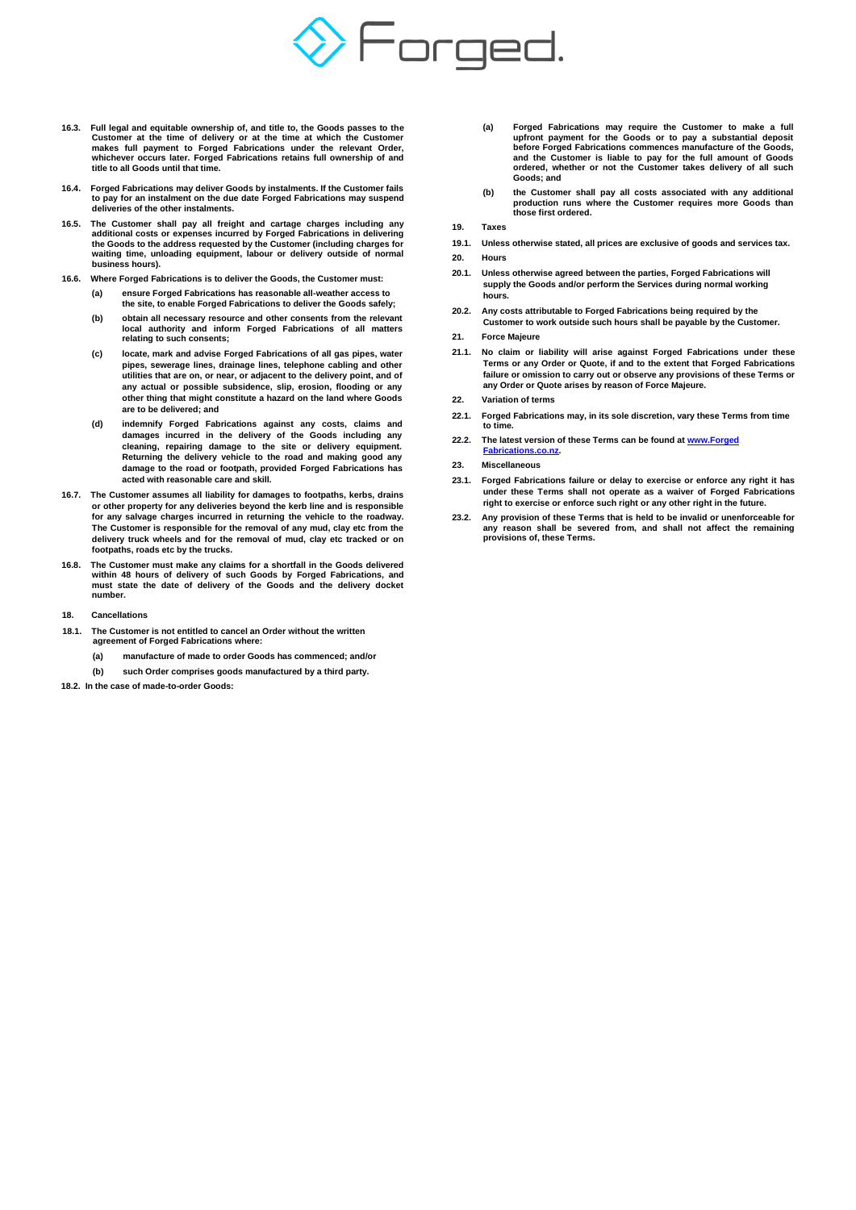**16.3. Full legal and equitable ownership of, and title to, the Goods passes to the Customer at the time of delivery or at the time at which the Customer makes full payment to Forged Fabrications under the relevant Order, whichever occurs later. Forged Fabrications retains full ownership of and title to all Goods until that time.**

**16.4. Forged Fabrications may deliver Goods by instalments. If the Customer fails to pay for an instalment on the due date Forged Fabrications may suspend deliveries of the other instalments.**

**16.5. The Customer shall pay all freight and cartage charges including any additional costs or expenses incurred by Forged Fabrications in delivering the Goods to the address requested by the Customer (including charges for waiting time, unloading equipment, labour or delivery outside of normal business hours).**

**16.6. Where Forged Fabrications is to deliver the Goods, the Customer must:**

**(a) ensure Forged Fabrications has reasonable all-weather access to the site, to enable Forged Fabrications to deliver the Goods safely;**

**(b) obtain all necessary resource and other consents from the relevant local authority and inform Forged Fabrications of all matters relating to such consents;**

**(c) locate, mark and advise Forged Fabrications of all gas pipes, water pipes, sewerage lines, drainage lines, telephone cabling and other utilities that are on, or near, or adjacent to the delivery point, and of any actual or possible subsidence, slip, erosion, flooding or any other thing that might constitute a hazard on the land where Goods are to be delivered; and**

**(d) indemnify Forged Fabrications against any costs, claims and damages incurred in the delivery of the Goods including any cleaning, repairing damage to the site or delivery equipment. Returning the delivery vehicle to the road and making good any damage to the road or footpath, provided Forged Fabrications has acted with reasonable care and skill.**

**16.7. The Customer assumes all liability for damages to footpaths, kerbs, drains or other property for any deliveries beyond the kerb line and is responsible for any salvage charges incurred in returning the vehicle to the roadway. The Customer is responsible for the removal of any mud, clay etc from the delivery truck wheels and for the removal of mud, clay etc tracked or on footpaths, roads etc by the trucks.**

**16.8. The Customer must make any claims for a shortfall in the Goods delivered within 48 hours of delivery of such Goods by Forged Fabrications, and must state the date of delivery of the Goods and the delivery docket number.**

**18. Cancellations**

**18.1. The Customer is not entitled to cancel an Order without the written agreement of Forged Fabrications where:**

**(a) manufacture of made to order Goods has commenced; and/or**

**(b) such Order comprises goods manufactured by a third party.**

**18.2. In the case of made-to-order Goods:**

**(a) Forged Fabrications may require the Customer to make a full upfront payment for the Goods or to pay a substantial deposit before Forged Fabrications commences manufacture of the Goods, and the Customer is liable to pay for the full amount of Goods ordered, whether or not the Customer takes delivery of all such Goods; and**

**(b) the Customer shall pay all costs associated with any additional production runs where the Customer requires more Goods than those first ordered.**

**19. Taxes**

**19.1. Unless otherwise stated, all prices are exclusive of goods and services tax.**

**20. Hours**

**20.1. Unless otherwise agreed between the parties, Forged Fabrications will supply the Goods and/or perform the Services during normal working hours.**

**20.2. Any costs attributable to Forged Fabrications being required by the Customer to work outside such hours shall be payable by the Customer.**

**21. Force Majeure**

**21.1. No claim or liability will arise against Forged Fabrications under these Terms or any Order or Quote, if and to the extent that Forged Fabrications failure or omission to carry out or observe any provisions of these Terms or any Order or Quote arises by reason of Force Majeure.**

**22. Variation of terms**

**22.1. Forged Fabrications may, in its sole discretion, vary these Terms from time to time.**

**22.2. The latest version of these Terms can be found at [www.ForgedFabrications.co.nz](www.ForgedFabrications.co.nz).**

**23. Miscellaneous**

**23.1. Forged Fabrications failure or delay to exercise or enforce any right it has under these Terms shall not operate as a waiver of Forged Fabrications right to exercise or enforce such right or any other right in the future.**

**23.2. Any provision of these Terms that is held to be invalid or unenforceable for any reason shall be severed from, and shall not affect the remaining provisions of, these Terms.**